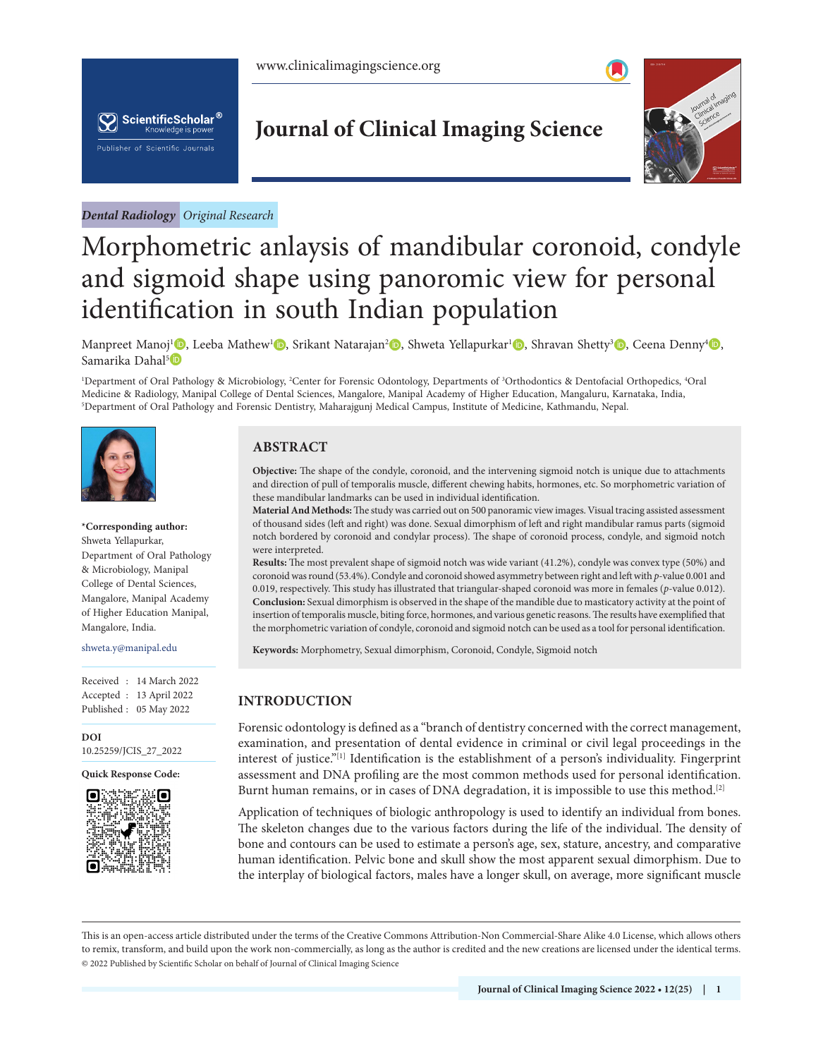*Dental Radiology* *Original Research*

# Morphometric anlaysis of mandibular coronoid, condyle and sigmoid shape using panoromic view for personal identification in south Indian population

Manpreet Manoj[1], Leeba Mathew[1], Srikant Natarajan[2], Shweta Yellapurkar[1], Shravan Shetty[3], Ceena Denny[4], Samarika Dahal[5]

[1]Department of Oral Pathology & Microbiology, [2]Center for Forensic Odontology, Departments of [3]Orthodontics & Dentofacial Orthopedics, [4]Oral Medicine & Radiology, Manipal College of Dental Sciences, Mangalore, Manipal Academy of Higher Education, Mangaluru, Karnataka, India, [5]Department of Oral Pathology and Forensic Dentistry, Maharajgunj Medical Campus, Institute of Medicine, Kathmandu, Nepal.

**\*Corresponding author:**
Shweta Yellapurkar,
Department of Oral Pathology & Microbiology, Manipal College of Dental Sciences, Mangalore, Manipal Academy of Higher Education Manipal, Mangalore, India.

shweta.y@manipal.edu

Received : 14 March 2022
Accepted : 13 April 2022
Published : 05 May 2022

**DOI**
10.25259/JCIS_27_2022

**Quick Response Code:**

## ABSTRACT

**Objective:** The shape of the condyle, coronoid, and the intervening sigmoid notch is unique due to attachments and direction of pull of temporalis muscle, different chewing habits, hormones, etc. So morphometric variation of these mandibular landmarks can be used in individual identification.

**Material And Methods:** The study was carried out on 500 panoramic view images. Visual tracing assisted assessment of thousand sides (left and right) was done. Sexual dimorphism of left and right mandibular ramus parts (sigmoid notch bordered by coronoid and condylar process). The shape of coronoid process, condyle, and sigmoid notch were interpreted.

**Results:** The most prevalent shape of sigmoid notch was wide variant (41.2%), condyle was convex type (50%) and coronoid was round (53.4%). Condyle and coronoid showed asymmetry between right and left with $p$-value 0.001 and 0.019, respectively. This study has illustrated that triangular-shaped coronoid was more in females ($p$-value 0.012).

**Conclusion:** Sexual dimorphism is observed in the shape of the mandible due to masticatory activity at the point of insertion of temporalis muscle, biting force, hormones, and various genetic reasons. The results have exemplified that the morphometric variation of condyle, coronoid and sigmoid notch can be used as a tool for personal identification.

**Keywords:** Morphometry, Sexual dimorphism, Coronoid, Condyle, Sigmoid notch

## INTRODUCTION

Forensic odontology is defined as a "branch of dentistry concerned with the correct management, examination, and presentation of dental evidence in criminal or civil legal proceedings in the interest of justice."[1] Identification is the establishment of a person's individuality. Fingerprint assessment and DNA profiling are the most common methods used for personal identification. Burnt human remains, or in cases of DNA degradation, it is impossible to use this method.[2]

Application of techniques of biologic anthropology is used to identify an individual from bones. The skeleton changes due to the various factors during the life of the individual. The density of bone and contours can be used to estimate a person's age, sex, stature, ancestry, and comparative human identification. Pelvic bone and skull show the most apparent sexual dimorphism. Due to the interplay of biological factors, males have a longer skull, on average, more significant muscle

This is an open-access article distributed under the terms of the Creative Commons Attribution-Non Commercial-Share Alike 4.0 License, which allows others to remix, transform, and build upon the work non-commercially, as long as the author is credited and the new creations are licensed under the identical terms.
© 2022 Published by Scientific Scholar on behalf of Journal of Clinical Imaging Science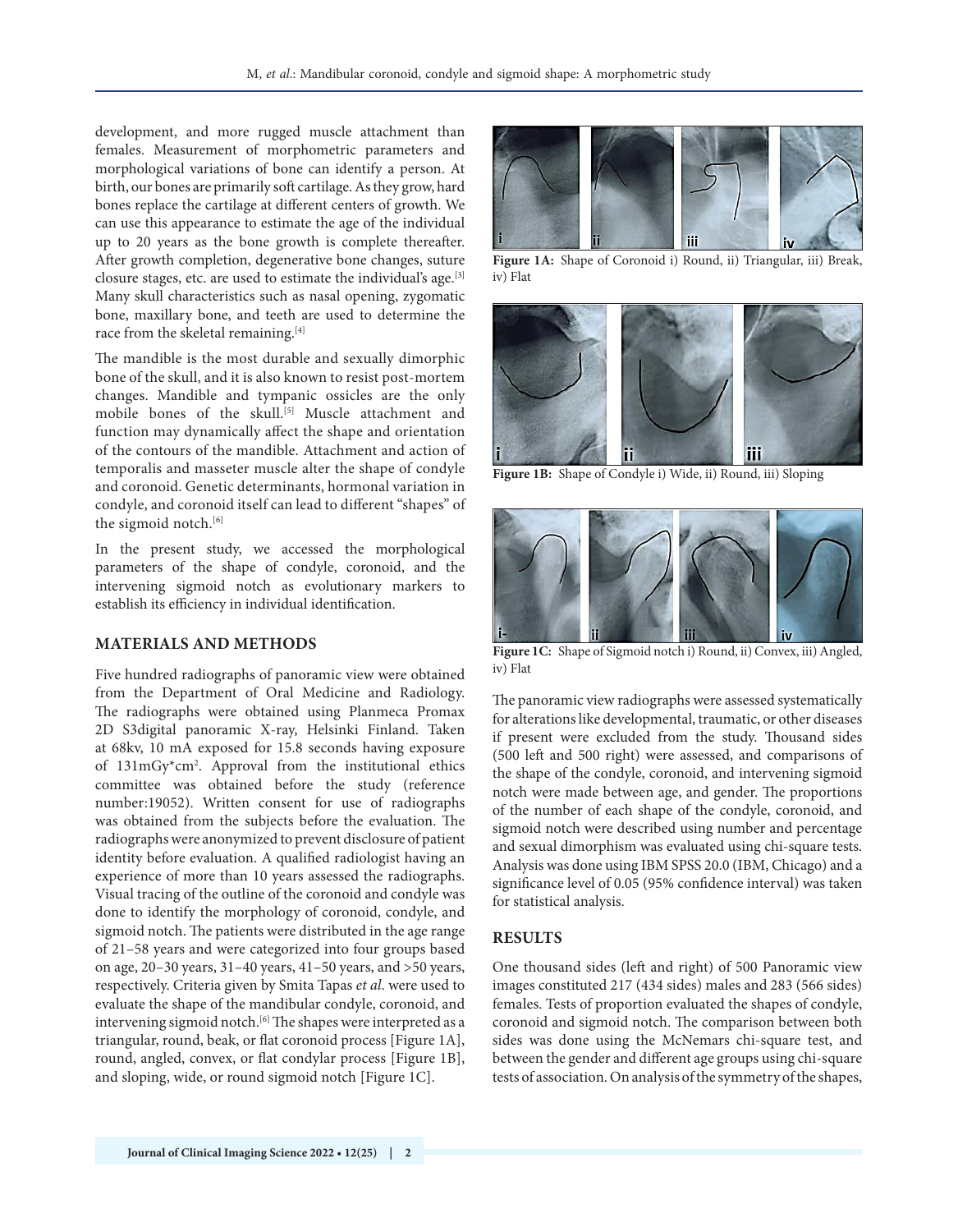development, and more rugged muscle attachment than females. Measurement of morphometric parameters and morphological variations of bone can identify a person. At birth, our bones are primarily soft cartilage. As they grow, hard bones replace the cartilage at different centers of growth. We can use this appearance to estimate the age of the individual up to 20 years as the bone growth is complete thereafter. After growth completion, degenerative bone changes, suture closure stages, etc. are used to estimate the individual's age.[3] Many skull characteristics such as nasal opening, zygomatic bone, maxillary bone, and teeth are used to determine the race from the skeletal remaining.[4]

The mandible is the most durable and sexually dimorphic bone of the skull, and it is also known to resist post-mortem changes. Mandible and tympanic ossicles are the only mobile bones of the skull.[5] Muscle attachment and function may dynamically affect the shape and orientation of the contours of the mandible. Attachment and action of temporalis and masseter muscle alter the shape of condyle and coronoid. Genetic determinants, hormonal variation in condyle, and coronoid itself can lead to different "shapes" of the sigmoid notch.[6]

In the present study, we accessed the morphological parameters of the shape of condyle, coronoid, and the intervening sigmoid notch as evolutionary markers to establish its efficiency in individual identification.

## MATERIALS AND METHODS

Five hundred radiographs of panoramic view were obtained from the Department of Oral Medicine and Radiology. The radiographs were obtained using Planmeca Promax 2D S3digital panoramic X-ray, Helsinki Finland. Taken at 68kv, 10 mA exposed for 15.8 seconds having exposure of 131mGy*cm$^2$. Approval from the institutional ethics committee was obtained before the study (reference number:19052). Written consent for use of radiographs was obtained from the subjects before the evaluation. The radiographs were anonymized to prevent disclosure of patient identity before evaluation. A qualified radiologist having an experience of more than 10 years assessed the radiographs. Visual tracing of the outline of the coronoid and condyle was done to identify the morphology of coronoid, condyle, and sigmoid notch. The patients were distributed in the age range of 21–58 years and were categorized into four groups based on age, 20–30 years, 31–40 years, 41–50 years, and >50 years, respectively. Criteria given by Smita Tapas *et al*. were used to evaluate the shape of the mandibular condyle, coronoid, and intervening sigmoid notch.[6] The shapes were interpreted as a triangular, round, beak, or flat coronoid process [Figure 1A], round, angled, convex, or flat condylar process [Figure 1B], and sloping, wide, or round sigmoid notch [Figure 1C].

**Figure 1A:** Shape of Coronoid i) Round, ii) Triangular, iii) Break, iv) Flat

**Figure 1B:** Shape of Condyle i) Wide, ii) Round, iii) Sloping

**Figure 1C:** Shape of Sigmoid notch i) Round, ii) Convex, iii) Angled, iv) Flat

The panoramic view radiographs were assessed systematically for alterations like developmental, traumatic, or other diseases if present were excluded from the study. Thousand sides (500 left and 500 right) were assessed, and comparisons of the shape of the condyle, coronoid, and intervening sigmoid notch were made between age, and gender. The proportions of the number of each shape of the condyle, coronoid, and sigmoid notch were described using number and percentage and sexual dimorphism was evaluated using chi-square tests. Analysis was done using IBM SPSS 20.0 (IBM, Chicago) and a significance level of 0.05 (95% confidence interval) was taken for statistical analysis.

## RESULTS

One thousand sides (left and right) of 500 Panoramic view images constituted 217 (434 sides) males and 283 (566 sides) females. Tests of proportion evaluated the shapes of condyle, coronoid and sigmoid notch. The comparison between both sides was done using the McNemars chi-square test, and between the gender and different age groups using chi-square tests of association. On analysis of the symmetry of the shapes,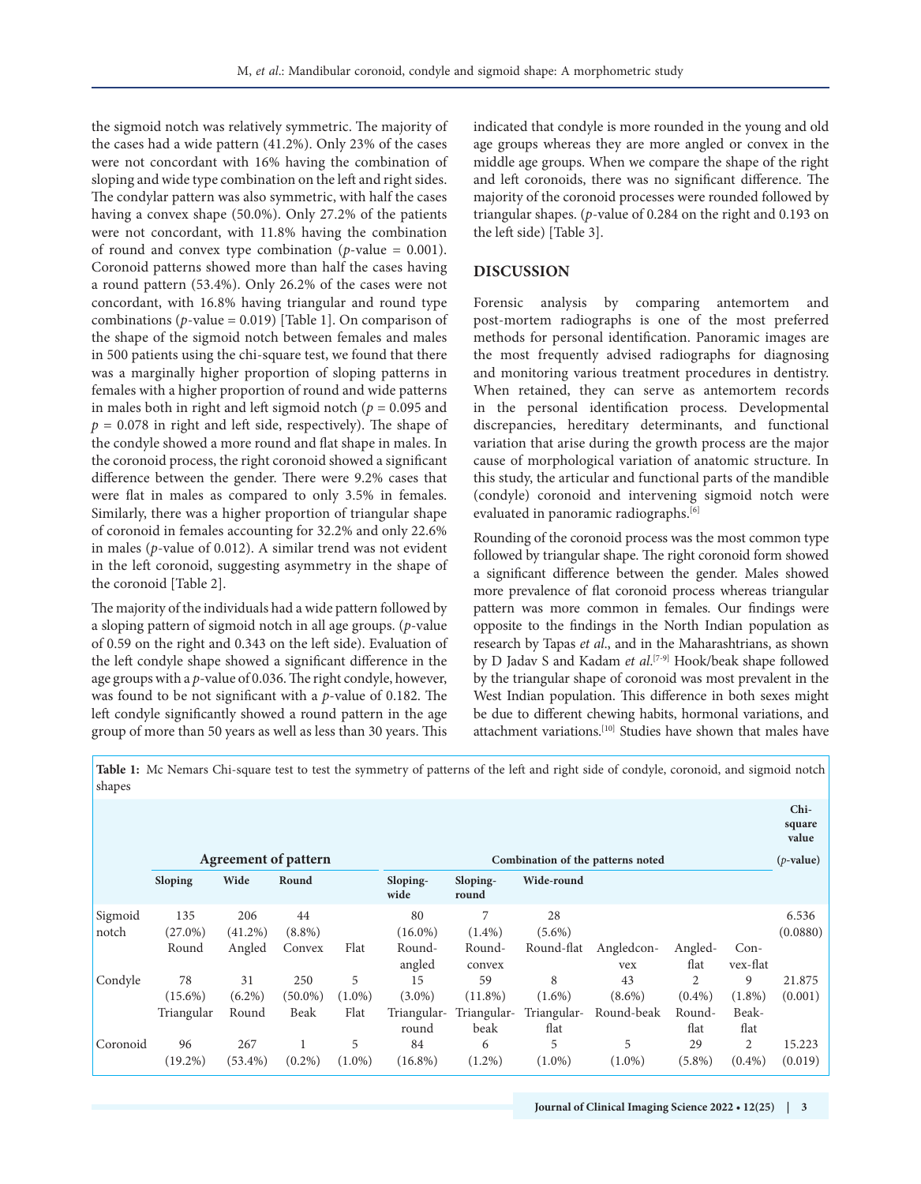the sigmoid notch was relatively symmetric. The majority of the cases had a wide pattern (41.2%). Only 23% of the cases were not concordant with 16% having the combination of sloping and wide type combination on the left and right sides. The condylar pattern was also symmetric, with half the cases having a convex shape (50.0%). Only 27.2% of the patients were not concordant, with 11.8% having the combination of round and convex type combination ($p$-value = 0.001). Coronoid patterns showed more than half the cases having a round pattern (53.4%). Only 26.2% of the cases were not concordant, with 16.8% having triangular and round type combinations ($p$-value = 0.019) [Table 1]. On comparison of the shape of the sigmoid notch between females and males in 500 patients using the chi-square test, we found that there was a marginally higher proportion of sloping patterns in females with a higher proportion of round and wide patterns in males both in right and left sigmoid notch ($p$ = 0.095 and $p$ = 0.078 in right and left side, respectively). The shape of the condyle showed a more round and flat shape in males. In the coronoid process, the right coronoid showed a significant difference between the gender. There were 9.2% cases that were flat in males as compared to only 3.5% in females. Similarly, there was a higher proportion of triangular shape of coronoid in females accounting for 32.2% and only 22.6% in males ($p$-value of 0.012). A similar trend was not evident in the left coronoid, suggesting asymmetry in the shape of the coronoid [Table 2].

The majority of the individuals had a wide pattern followed by a sloping pattern of sigmoid notch in all age groups. ($p$-value of 0.59 on the right and 0.343 on the left side). Evaluation of the left condyle shape showed a significant difference in the age groups with a $p$-value of 0.036. The right condyle, however, was found to be not significant with a $p$-value of 0.182. The left condyle significantly showed a round pattern in the age group of more than 50 years as well as less than 30 years. This indicated that condyle is more rounded in the young and old age groups whereas they are more angled or convex in the middle age groups. When we compare the shape of the right and left coronoids, there was no significant difference. The majority of the coronoid processes were rounded followed by triangular shapes. ($p$-value of 0.284 on the right and 0.193 on the left side) [Table 3].

## DISCUSSION

Forensic analysis by comparing antemortem and post-mortem radiographs is one of the most preferred methods for personal identification. Panoramic images are the most frequently advised radiographs for diagnosing and monitoring various treatment procedures in dentistry. When retained, they can serve as antemortem records in the personal identification process. Developmental discrepancies, hereditary determinants, and functional variation that arise during the growth process are the major cause of morphological variation of anatomic structure. In this study, the articular and functional parts of the mandible (condyle) coronoid and intervening sigmoid notch were evaluated in panoramic radiographs.[6]

Rounding of the coronoid process was the most common type followed by triangular shape. The right coronoid form showed a significant difference between the gender. Males showed more prevalence of flat coronoid process whereas triangular pattern was more common in females. Our findings were opposite to the findings in the North Indian population as research by Tapas *et al*., and in the Maharashtrians, as shown by D Jadav S and Kadam *et al*.[7-9] Hook/beak shape followed by the triangular shape of coronoid was most prevalent in the West Indian population. This difference in both sexes might be due to different chewing habits, hormonal variations, and attachment variations.[10] Studies have shown that males have

**Table 1:** Mc Nemars Chi-square test to test the symmetry of patterns of the left and right side of condyle, coronoid, and sigmoid notch shapes

| | Agreement of pattern | | | | Combination of the patterns noted | | | | | | Chi-square value ($p$-value) |
|---|---|---|---|---|---|---|---|---|---|---|---|
| | Sloping | Wide | Round | | Sloping-wide | Sloping-round | Wide-round | | | | |
| Sigmoid notch | 135 (27.0%) | 206 (41.2%) | 44 (8.8%) | | 80 (16.0%) | 7 (1.4%) | 28 (5.6%) | | | | 6.536 (0.0880) |
| | Round | Angled | Convex | Flat | Round-angled | Round-convex | Round-flat | Angledconvex | Angled-flat | Convex-flat | |
| Condyle | 78 (15.6%) | 31 (6.2%) | 250 (50.0%) | 5 (1.0%) | 15 (3.0%) | 59 (11.8%) | 8 (1.6%) | 43 (8.6%) | 2 (0.4%) | 9 (1.8%) | 21.875 (0.001) |
| | Triangular | Round | Beak | Flat | Triangular-round | Triangular-beak | Triangular-flat | Round-beak | Round-flat | Beak-flat | |
| Coronoid | 96 (19.2%) | 267 (53.4%) | 1 (0.2%) | 5 (1.0%) | 84 (16.8%) | 6 (1.2%) | 5 (1.0%) | 5 (1.0%) | 29 (5.8%) | 2 (0.4%) | 15.223 (0.019) |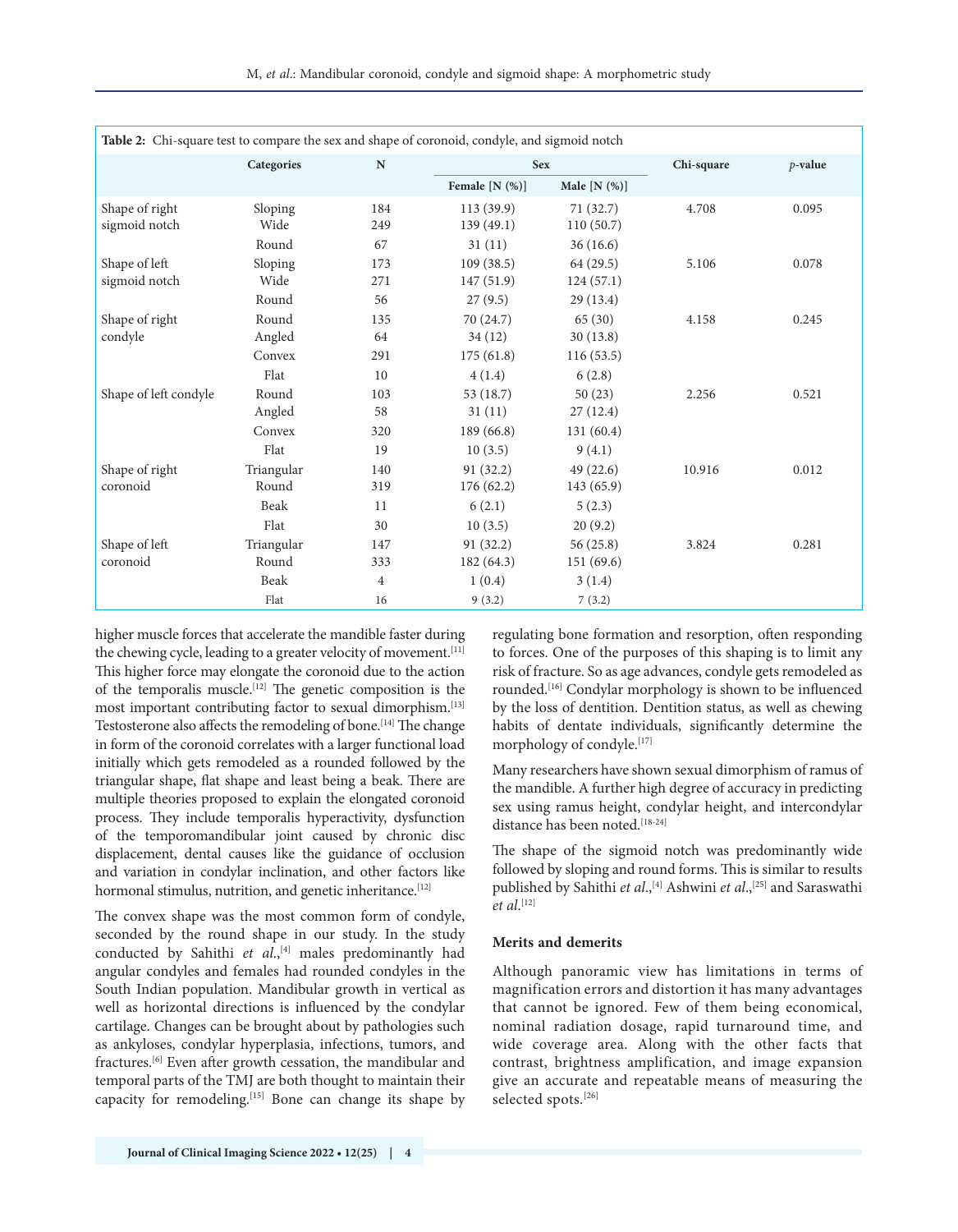**Table 2:** Chi-square test to compare the sex and shape of coronoid, condyle, and sigmoid notch

| | Categories | N | Sex | | Chi-square | *p*-value |
|---|---|---|---|---|---|---|
| | | | Female [N (%)] | Male [N (%)] | | |
| Shape of right sigmoid notch | Sloping | 184 | 113 (39.9) | 71 (32.7) | 4.708 | 0.095 |
| | Wide | 249 | 139 (49.1) | 110 (50.7) | | |
| | Round | 67 | 31 (11) | 36 (16.6) | | |
| Shape of left sigmoid notch | Sloping | 173 | 109 (38.5) | 64 (29.5) | 5.106 | 0.078 |
| | Wide | 271 | 147 (51.9) | 124 (57.1) | | |
| | Round | 56 | 27 (9.5) | 29 (13.4) | | |
| Shape of right condyle | Round | 135 | 70 (24.7) | 65 (30) | 4.158 | 0.245 |
| | Angled | 64 | 34 (12) | 30 (13.8) | | |
| | Convex | 291 | 175 (61.8) | 116 (53.5) | | |
| | Flat | 10 | 4 (1.4) | 6 (2.8) | | |
| Shape of left condyle | Round | 103 | 53 (18.7) | 50 (23) | 2.256 | 0.521 |
| | Angled | 58 | 31 (11) | 27 (12.4) | | |
| | Convex | 320 | 189 (66.8) | 131 (60.4) | | |
| | Flat | 19 | 10 (3.5) | 9 (4.1) | | |
| Shape of right coronoid | Triangular | 140 | 91 (32.2) | 49 (22.6) | 10.916 | 0.012 |
| | Round | 319 | 176 (62.2) | 143 (65.9) | | |
| | Beak | 11 | 6 (2.1) | 5 (2.3) | | |
| | Flat | 30 | 10 (3.5) | 20 (9.2) | | |
| Shape of left coronoid | Triangular | 147 | 91 (32.2) | 56 (25.8) | 3.824 | 0.281 |
| | Round | 333 | 182 (64.3) | 151 (69.6) | | |
| | Beak | 4 | 1 (0.4) | 3 (1.4) | | |
| | Flat | 16 | 9 (3.2) | 7 (3.2) | | |

higher muscle forces that accelerate the mandible faster during the chewing cycle, leading to a greater velocity of movement.[11] This higher force may elongate the coronoid due to the action of the temporalis muscle.[12] The genetic composition is the most important contributing factor to sexual dimorphism.[13] Testosterone also affects the remodeling of bone.[14] The change in form of the coronoid correlates with a larger functional load initially which gets remodeled as a rounded followed by the triangular shape, flat shape and least being a beak. There are multiple theories proposed to explain the elongated coronoid process. They include temporalis hyperactivity, dysfunction of the temporomandibular joint caused by chronic disc displacement, dental causes like the guidance of occlusion and variation in condylar inclination, and other factors like hormonal stimulus, nutrition, and genetic inheritance.[12]

The convex shape was the most common form of condyle, seconded by the round shape in our study. In the study conducted by Sahithi *et al.*,[4] males predominantly had angular condyles and females had rounded condyles in the South Indian population. Mandibular growth in vertical as well as horizontal directions is influenced by the condylar cartilage. Changes can be brought about by pathologies such as ankyloses, condylar hyperplasia, infections, tumors, and fractures.[6] Even after growth cessation, the mandibular and temporal parts of the TMJ are both thought to maintain their capacity for remodeling.[15] Bone can change its shape by regulating bone formation and resorption, often responding to forces. One of the purposes of this shaping is to limit any risk of fracture. So as age advances, condyle gets remodeled as rounded.[16] Condylar morphology is shown to be influenced by the loss of dentition. Dentition status, as well as chewing habits of dentate individuals, significantly determine the morphology of condyle.[17]

Many researchers have shown sexual dimorphism of ramus of the mandible. A further high degree of accuracy in predicting sex using ramus height, condylar height, and intercondylar distance has been noted.[18-24]

The shape of the sigmoid notch was predominantly wide followed by sloping and round forms. This is similar to results published by Sahithi *et al.*,[4] Ashwini *et al.*,[25] and Saraswathi *et al.*[12]

### Merits and demerits

Although panoramic view has limitations in terms of magnification errors and distortion it has many advantages that cannot be ignored. Few of them being economical, nominal radiation dosage, rapid turnaround time, and wide coverage area. Along with the other facts that contrast, brightness amplification, and image expansion give an accurate and repeatable means of measuring the selected spots.[26]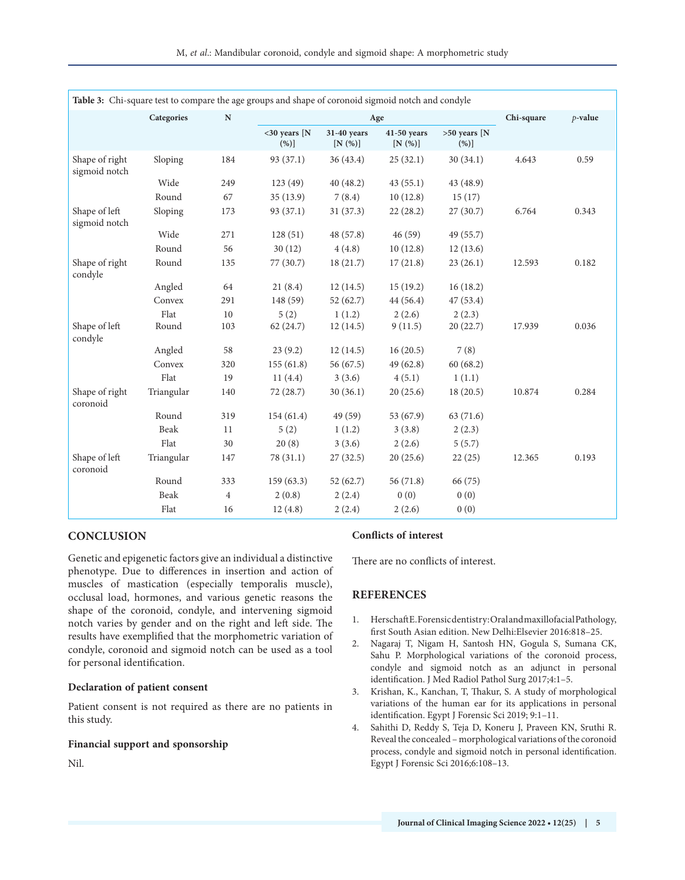**Table 3:** Chi-square test to compare the age groups and shape of coronoid sigmoid notch and condyle

| | Categories | N | Age | | | | Chi-square | *p*-value |
|---|---|---|---|---|---|---|---|---|
| | | | <30 years [N (%)] | 31-40 years [N (%)] | 41-50 years [N (%)] | >50 years [N (%)] | | |
| Shape of right sigmoid notch | Sloping | 184 | 93 (37.1) | 36 (43.4) | 25 (32.1) | 30 (34.1) | 4.643 | 0.59 |
| | Wide | 249 | 123 (49) | 40 (48.2) | 43 (55.1) | 43 (48.9) | | |
| | Round | 67 | 35 (13.9) | 7 (8.4) | 10 (12.8) | 15 (17) | | |
| Shape of left sigmoid notch | Sloping | 173 | 93 (37.1) | 31 (37.3) | 22 (28.2) | 27 (30.7) | 6.764 | 0.343 |
| | Wide | 271 | 128 (51) | 48 (57.8) | 46 (59) | 49 (55.7) | | |
| | Round | 56 | 30 (12) | 4 (4.8) | 10 (12.8) | 12 (13.6) | | |
| Shape of right condyle | Round | 135 | 77 (30.7) | 18 (21.7) | 17 (21.8) | 23 (26.1) | 12.593 | 0.182 |
| | Angled | 64 | 21 (8.4) | 12 (14.5) | 15 (19.2) | 16 (18.2) | | |
| | Convex | 291 | 148 (59) | 52 (62.7) | 44 (56.4) | 47 (53.4) | | |
| | Flat | 10 | 5 (2) | 1 (1.2) | 2 (2.6) | 2 (2.3) | | |
| Shape of left condyle | Round | 103 | 62 (24.7) | 12 (14.5) | 9 (11.5) | 20 (22.7) | 17.939 | 0.036 |
| | Angled | 58 | 23 (9.2) | 12 (14.5) | 16 (20.5) | 7 (8) | | |
| | Convex | 320 | 155 (61.8) | 56 (67.5) | 49 (62.8) | 60 (68.2) | | |
| | Flat | 19 | 11 (4.4) | 3 (3.6) | 4 (5.1) | 1 (1.1) | | |
| Shape of right coronoid | Triangular | 140 | 72 (28.7) | 30 (36.1) | 20 (25.6) | 18 (20.5) | 10.874 | 0.284 |
| | Round | 319 | 154 (61.4) | 49 (59) | 53 (67.9) | 63 (71.6) | | |
| | Beak | 11 | 5 (2) | 1 (1.2) | 3 (3.8) | 2 (2.3) | | |
| | Flat | 30 | 20 (8) | 3 (3.6) | 2 (2.6) | 5 (5.7) | | |
| Shape of left coronoid | Triangular | 147 | 78 (31.1) | 27 (32.5) | 20 (25.6) | 22 (25) | 12.365 | 0.193 |
| | Round | 333 | 159 (63.3) | 52 (62.7) | 56 (71.8) | 66 (75) | | |
| | Beak | 4 | 2 (0.8) | 2 (2.4) | 0 (0) | 0 (0) | | |
| | Flat | 16 | 12 (4.8) | 2 (2.4) | 2 (2.6) | 0 (0) | | |

## CONCLUSION

Genetic and epigenetic factors give an individual a distinctive phenotype. Due to differences in insertion and action of muscles of mastication (especially temporalis muscle), occlusal load, hormones, and various genetic reasons the shape of the coronoid, condyle, and intervening sigmoid notch varies by gender and on the right and left side. The results have exemplified that the morphometric variation of condyle, coronoid and sigmoid notch can be used as a tool for personal identification.

### Declaration of patient consent

Patient consent is not required as there are no patients in this study.

### Financial support and sponsorship

Nil.

### Conflicts of interest

There are no conflicts of interest.

## REFERENCES

1. Herschaft E. Forensic dentistry: Oral and maxillofacial Pathology, first South Asian edition. New Delhi:Elsevier 2016:818–25.
2. Nagaraj T, Nigam H, Santosh HN, Gogula S, Sumana CK, Sahu P. Morphological variations of the coronoid process, condyle and sigmoid notch as an adjunct in personal identification. J Med Radiol Pathol Surg 2017;4:1–5.
3. Krishan, K., Kanchan, T, Thakur, S. A study of morphological variations of the human ear for its applications in personal identification. Egypt J Forensic Sci 2019; 9:1–11.
4. Sahithi D, Reddy S, Teja D, Koneru J, Praveen KN, Sruthi R. Reveal the concealed – morphological variations of the coronoid process, condyle and sigmoid notch in personal identification. Egypt J Forensic Sci 2016;6:108–13.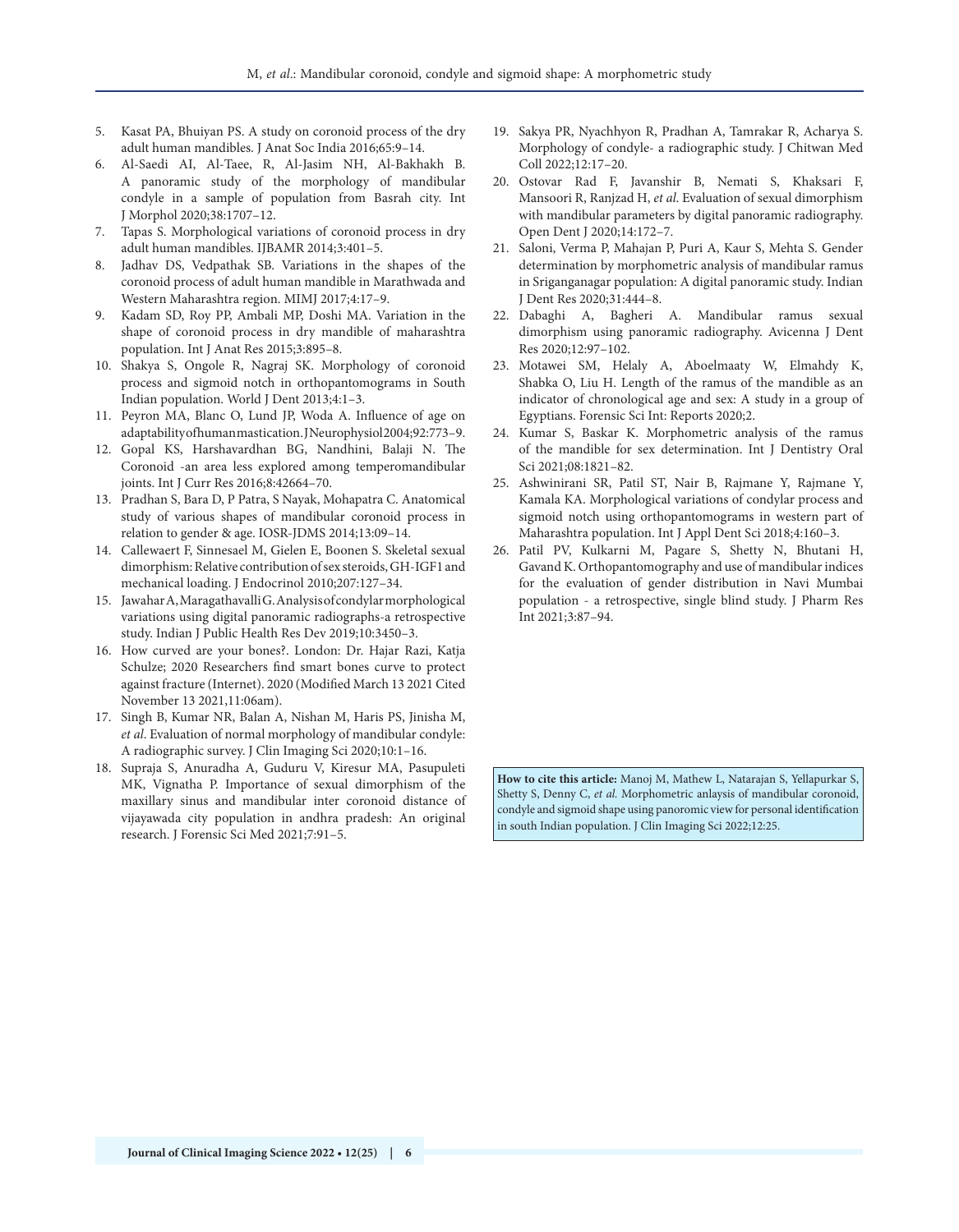5. Kasat PA, Bhuiyan PS. A study on coronoid process of the dry adult human mandibles. J Anat Soc India 2016;65:9–14.
6. Al-Saedi AI, Al-Taee, R, Al-Jasim NH, Al-Bakhakh B. A panoramic study of the morphology of mandibular condyle in a sample of population from Basrah city. Int J Morphol 2020;38:1707–12.
7. Tapas S. Morphological variations of coronoid process in dry adult human mandibles. IJBAMR 2014;3:401–5.
8. Jadhav DS, Vedpathak SB. Variations in the shapes of the coronoid process of adult human mandible in Marathwada and Western Maharashtra region. MIMJ 2017;4:17–9.
9. Kadam SD, Roy PP, Ambali MP, Doshi MA. Variation in the shape of coronoid process in dry mandible of maharashtra population. Int J Anat Res 2015;3:895–8.
10. Shakya S, Ongole R, Nagraj SK. Morphology of coronoid process and sigmoid notch in orthopantomograms in South Indian population. World J Dent 2013;4:1–3.
11. Peyron MA, Blanc O, Lund JP, Woda A. Influence of age on adaptability of human mastication. J Neurophysiol 2004;92:773–9.
12. Gopal KS, Harshavardhan BG, Nandhini, Balaji N. The Coronoid -an area less explored among temperomandibular joints. Int J Curr Res 2016;8:42664–70.
13. Pradhan S, Bara D, P Patra, S Nayak, Mohapatra C. Anatomical study of various shapes of mandibular coronoid process in relation to gender & age. IOSR-JDMS 2014;13:09–14.
14. Callewaert F, Sinnesael M, Gielen E, Boonen S. Skeletal sexual dimorphism: Relative contribution of sex steroids, GH-IGF1 and mechanical loading. J Endocrinol 2010;207:127–34.
15. Jawahar A, Maragathavalli G. Analysis of condylar morphological variations using digital panoramic radiographs-a retrospective study. Indian J Public Health Res Dev 2019;10:3450–3.
16. How curved are your bones?. London: Dr. Hajar Razi, Katja Schulze; 2020 Researchers find smart bones curve to protect against fracture (Internet). 2020 (Modified March 13 2021 Cited November 13 2021,11:06am).
17. Singh B, Kumar NR, Balan A, Nishan M, Haris PS, Jinisha M, *et al*. Evaluation of normal morphology of mandibular condyle: A radiographic survey. J Clin Imaging Sci 2020;10:1–16.
18. Supraja S, Anuradha A, Guduru V, Kiresur MA, Pasupuleti MK, Vignatha P. Importance of sexual dimorphism of the maxillary sinus and mandibular inter coronoid distance of vijayawada city population in andhra pradesh: An original research. J Forensic Sci Med 2021;7:91–5.
19. Sakya PR, Nyachhyon R, Pradhan A, Tamrakar R, Acharya S. Morphology of condyle- a radiographic study. J Chitwan Med Coll 2022;12:17–20.
20. Ostovar Rad F, Javanshir B, Nemati S, Khaksari F, Mansoori R, Ranjzad H, *et al*. Evaluation of sexual dimorphism with mandibular parameters by digital panoramic radiography. Open Dent J 2020;14:172–7.
21. Saloni, Verma P, Mahajan P, Puri A, Kaur S, Mehta S. Gender determination by morphometric analysis of mandibular ramus in Sriganganagar population: A digital panoramic study. Indian J Dent Res 2020;31:444–8.
22. Dabaghi A, Bagheri A. Mandibular ramus sexual dimorphism using panoramic radiography. Avicenna J Dent Res 2020;12:97–102.
23. Motawei SM, Helaly A, Aboelmaaty W, Elmahdy K, Shabka O, Liu H. Length of the ramus of the mandible as an indicator of chronological age and sex: A study in a group of Egyptians. Forensic Sci Int: Reports 2020;2.
24. Kumar S, Baskar K. Morphometric analysis of the ramus of the mandible for sex determination. Int J Dentistry Oral Sci 2021;08:1821–82.
25. Ashwinirani SR, Patil ST, Nair B, Rajmane Y, Rajmane Y, Kamala KA. Morphological variations of condylar process and sigmoid notch using orthopantomograms in western part of Maharashtra population. Int J Appl Dent Sci 2018;4:160–3.
26. Patil PV, Kulkarni M, Pagare S, Shetty N, Bhutani H, Gavand K. Orthopantomography and use of mandibular indices for the evaluation of gender distribution in Navi Mumbai population - a retrospective, single blind study. J Pharm Res Int 2021;3:87–94.

**How to cite this article:** Manoj M, Mathew L, Natarajan S, Yellapurkar S, Shetty S, Denny C, *et al.* Morphometric anlaysis of mandibular coronoid, condyle and sigmoid shape using panoromic view for personal identification in south Indian population. J Clin Imaging Sci 2022;12:25.